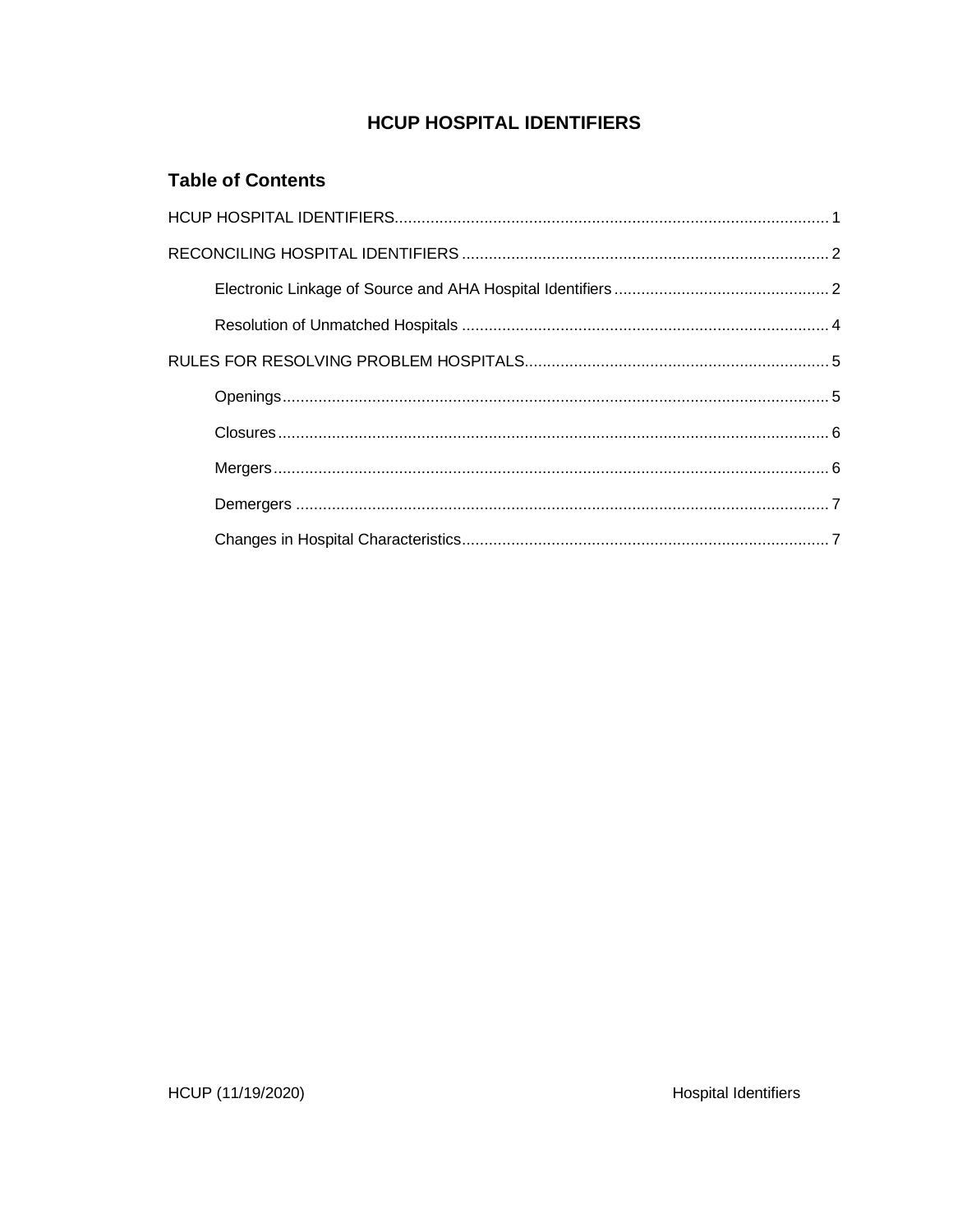# HCUP HOSPITAL IDENTIFIERS

## Table of Contents

HCUP HOSPITAL IDENTIFIERS ........................................................ 1

RECONCILING HOSPITAL IDENTIFIERS ........................................................ 2

- Electronic Linkage of Source and AHA Hospital Identifiers ........................................................ 2
- Resolution of Unmatched Hospitals ........................................................ 4

RULES FOR RESOLVING PROBLEM HOSPITALS ........................................................ 5

- Openings ........................................................ 5
- Closures ........................................................ 6
- Mergers ........................................................ 6
- Demergers ........................................................ 7
- Changes in Hospital Characteristics ........................................................ 7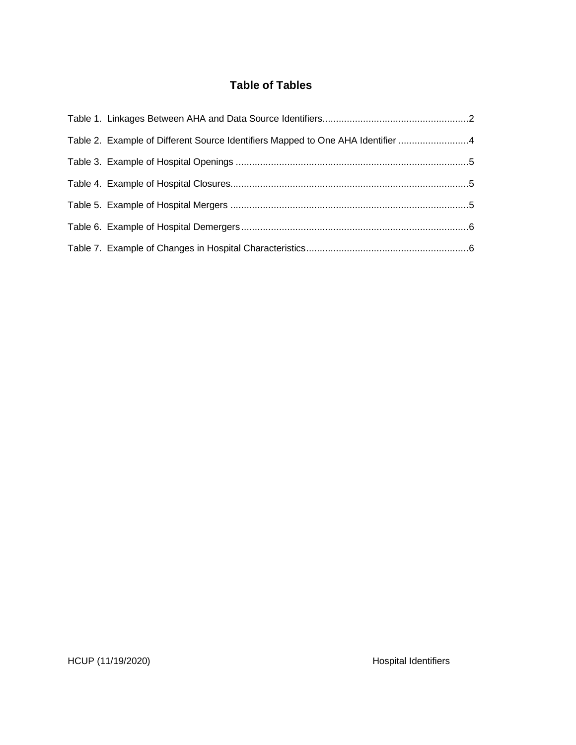## Table of Tables

Table 1. Linkages Between AHA and Data Source Identifiers......................................................2

Table 2. Example of Different Source Identifiers Mapped to One AHA Identifier ..........................4

Table 3. Example of Hospital Openings ......................................................................................5

Table 4. Example of Hospital Closures........................................................................................5

Table 5. Example of Hospital Mergers ........................................................................................5

Table 6. Example of Hospital Demergers....................................................................................6

Table 7. Example of Changes in Hospital Characteristics............................................................6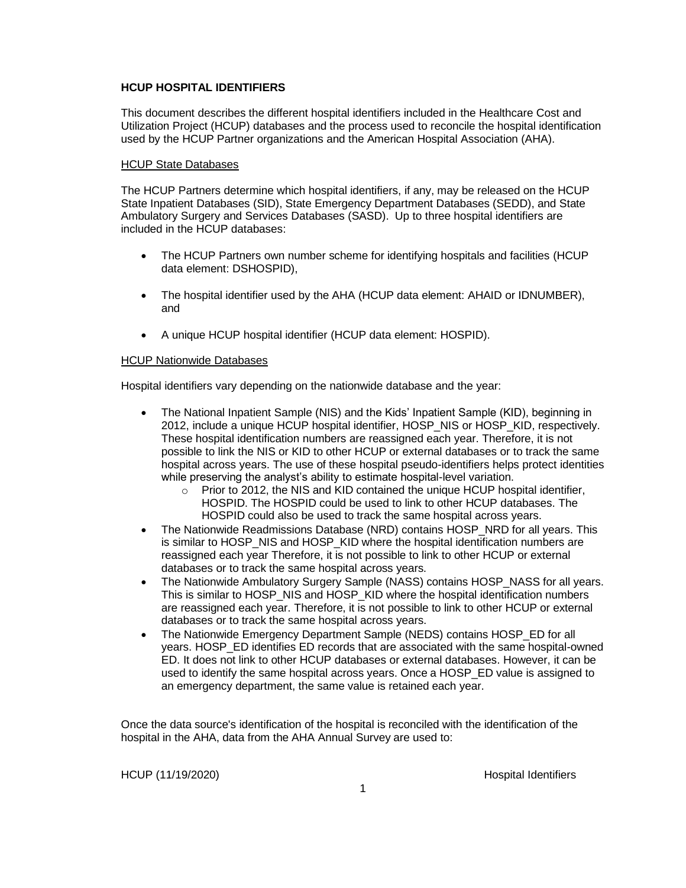**HCUP HOSPITAL IDENTIFIERS**

This document describes the different hospital identifiers included in the Healthcare Cost and Utilization Project (HCUP) databases and the process used to reconcile the hospital identification used by the HCUP Partner organizations and the American Hospital Association (AHA).

HCUP State Databases

The HCUP Partners determine which hospital identifiers, if any, may be released on the HCUP State Inpatient Databases (SID), State Emergency Department Databases (SEDD), and State Ambulatory Surgery and Services Databases (SASD). Up to three hospital identifiers are included in the HCUP databases:

- The HCUP Partners own number scheme for identifying hospitals and facilities (HCUP data element: DSHOSPID),
- The hospital identifier used by the AHA (HCUP data element: AHAID or IDNUMBER), and
- A unique HCUP hospital identifier (HCUP data element: HOSPID).

HCUP Nationwide Databases

Hospital identifiers vary depending on the nationwide database and the year:

- The National Inpatient Sample (NIS) and the Kids' Inpatient Sample (KID), beginning in 2012, include a unique HCUP hospital identifier, HOSP_NIS or HOSP_KID, respectively. These hospital identification numbers are reassigned each year. Therefore, it is not possible to link the NIS or KID to other HCUP or external databases or to track the same hospital across years. The use of these hospital pseudo-identifiers helps protect identities while preserving the analyst's ability to estimate hospital-level variation.
  - Prior to 2012, the NIS and KID contained the unique HCUP hospital identifier, HOSPID. The HOSPID could be used to link to other HCUP databases. The HOSPID could also be used to track the same hospital across years.
- The Nationwide Readmissions Database (NRD) contains HOSP_NRD for all years. This is similar to HOSP_NIS and HOSP_KID where the hospital identification numbers are reassigned each year Therefore, it is not possible to link to other HCUP or external databases or to track the same hospital across years.
- The Nationwide Ambulatory Surgery Sample (NASS) contains HOSP_NASS for all years. This is similar to HOSP_NIS and HOSP_KID where the hospital identification numbers are reassigned each year. Therefore, it is not possible to link to other HCUP or external databases or to track the same hospital across years.
- The Nationwide Emergency Department Sample (NEDS) contains HOSP_ED for all years. HOSP_ED identifies ED records that are associated with the same hospital-owned ED. It does not link to other HCUP databases or external databases. However, it can be used to identify the same hospital across years. Once a HOSP_ED value is assigned to an emergency department, the same value is retained each year.

Once the data source's identification of the hospital is reconciled with the identification of the hospital in the AHA, data from the AHA Annual Survey are used to: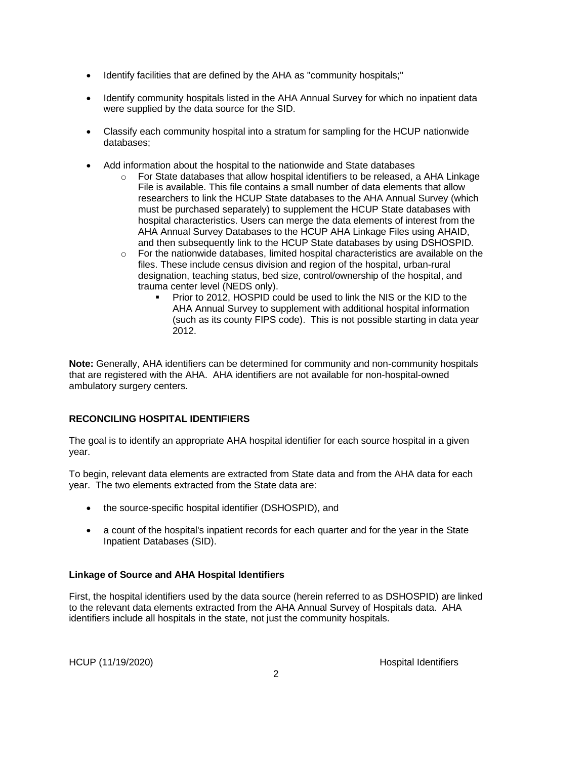- Identify facilities that are defined by the AHA as "community hospitals;"

- Identify community hospitals listed in the AHA Annual Survey for which no inpatient data were supplied by the data source for the SID.

- Classify each community hospital into a stratum for sampling for the HCUP nationwide databases;

- Add information about the hospital to the nationwide and State databases
  - For State databases that allow hospital identifiers to be released, a AHA Linkage File is available. This file contains a small number of data elements that allow researchers to link the HCUP State databases to the AHA Annual Survey (which must be purchased separately) to supplement the HCUP State databases with hospital characteristics. Users can merge the data elements of interest from the AHA Annual Survey Databases to the HCUP AHA Linkage Files using AHAID, and then subsequently link to the HCUP State databases by using DSHOSPID.
  - For the nationwide databases, limited hospital characteristics are available on the files. These include census division and region of the hospital, urban-rural designation, teaching status, bed size, control/ownership of the hospital, and trauma center level (NEDS only).
    - Prior to 2012, HOSPID could be used to link the NIS or the KID to the AHA Annual Survey to supplement with additional hospital information (such as its county FIPS code). This is not possible starting in data year 2012.

**Note:** Generally, AHA identifiers can be determined for community and non-community hospitals that are registered with the AHA. AHA identifiers are not available for non-hospital-owned ambulatory surgery centers.

## RECONCILING HOSPITAL IDENTIFIERS

The goal is to identify an appropriate AHA hospital identifier for each source hospital in a given year.

To begin, relevant data elements are extracted from State data and from the AHA data for each year. The two elements extracted from the State data are:

- the source-specific hospital identifier (DSHOSPID), and

- a count of the hospital's inpatient records for each quarter and for the year in the State Inpatient Databases (SID).

### Linkage of Source and AHA Hospital Identifiers

First, the hospital identifiers used by the data source (herein referred to as DSHOSPID) are linked to the relevant data elements extracted from the AHA Annual Survey of Hospitals data. AHA identifiers include all hospitals in the state, not just the community hospitals.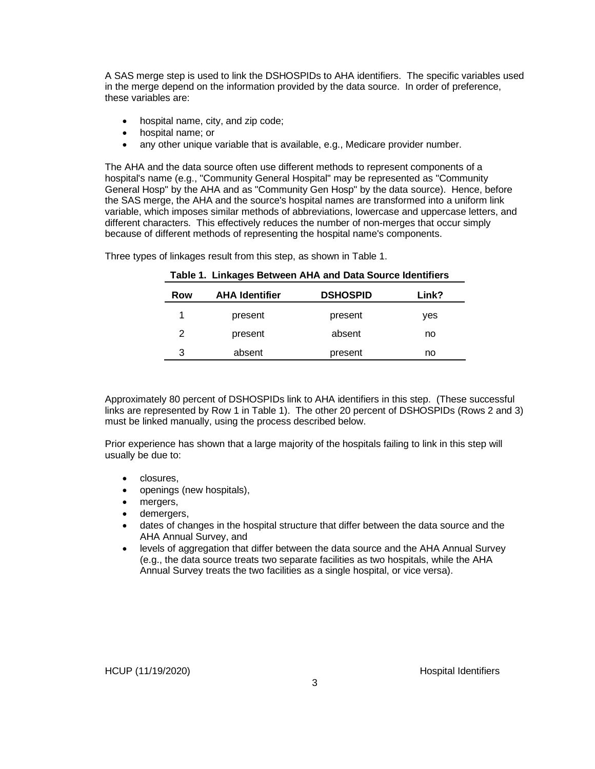A SAS merge step is used to link the DSHOSPIDs to AHA identifiers. The specific variables used in the merge depend on the information provided by the data source. In order of preference, these variables are:

- hospital name, city, and zip code;
- hospital name; or
- any other unique variable that is available, e.g., Medicare provider number.

The AHA and the data source often use different methods to represent components of a hospital's name (e.g., "Community General Hospital" may be represented as "Community General Hosp" by the AHA and as "Community Gen Hosp" by the data source). Hence, before the SAS merge, the AHA and the source's hospital names are transformed into a uniform link variable, which imposes similar methods of abbreviations, lowercase and uppercase letters, and different characters. This effectively reduces the number of non-merges that occur simply because of different methods of representing the hospital name's components.

Three types of linkages result from this step, as shown in Table 1.

**Table 1. Linkages Between AHA and Data Source Identifiers**

| Row | AHA Identifier | DSHOSPID | Link? |
|---|---|---|---|
| 1 | present | present | yes |
| 2 | present | absent | no |
| 3 | absent | present | no |

Approximately 80 percent of DSHOSPIDs link to AHA identifiers in this step. (These successful links are represented by Row 1 in Table 1). The other 20 percent of DSHOSPIDs (Rows 2 and 3) must be linked manually, using the process described below.

Prior experience has shown that a large majority of the hospitals failing to link in this step will usually be due to:

- closures,
- openings (new hospitals),
- mergers,
- demergers,
- dates of changes in the hospital structure that differ between the data source and the AHA Annual Survey, and
- levels of aggregation that differ between the data source and the AHA Annual Survey (e.g., the data source treats two separate facilities as two hospitals, while the AHA Annual Survey treats the two facilities as a single hospital, or vice versa).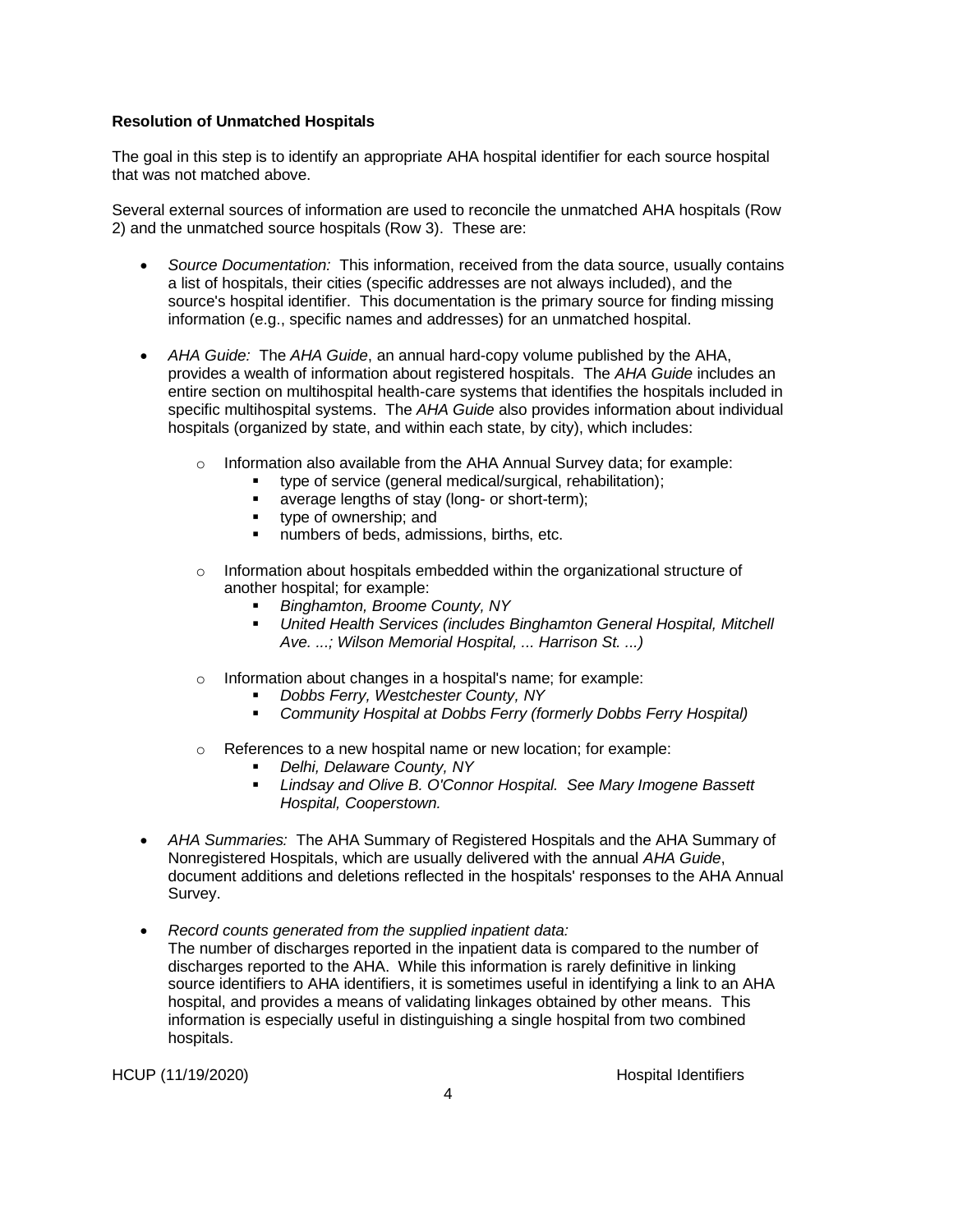**Resolution of Unmatched Hospitals**

The goal in this step is to identify an appropriate AHA hospital identifier for each source hospital that was not matched above.

Several external sources of information are used to reconcile the unmatched AHA hospitals (Row 2) and the unmatched source hospitals (Row 3). These are:

- *Source Documentation:* This information, received from the data source, usually contains a list of hospitals, their cities (specific addresses are not always included), and the source's hospital identifier. This documentation is the primary source for finding missing information (e.g., specific names and addresses) for an unmatched hospital.
- *AHA Guide:* The *AHA Guide*, an annual hard-copy volume published by the AHA, provides a wealth of information about registered hospitals. The *AHA Guide* includes an entire section on multihospital health-care systems that identifies the hospitals included in specific multihospital systems. The *AHA Guide* also provides information about individual hospitals (organized by state, and within each state, by city), which includes:
    - Information also available from the AHA Annual Survey data; for example:
        - type of service (general medical/surgical, rehabilitation);
        - average lengths of stay (long- or short-term);
        - type of ownership; and
        - numbers of beds, admissions, births, etc.
    - Information about hospitals embedded within the organizational structure of another hospital; for example:
        - *Binghamton, Broome County, NY*
        - *United Health Services (includes Binghamton General Hospital, Mitchell Ave. ...; Wilson Memorial Hospital, ... Harrison St. ...)*
    - Information about changes in a hospital's name; for example:
        - *Dobbs Ferry, Westchester County, NY*
        - *Community Hospital at Dobbs Ferry (formerly Dobbs Ferry Hospital)*
    - References to a new hospital name or new location; for example:
        - *Delhi, Delaware County, NY*
        - *Lindsay and Olive B. O'Connor Hospital. See Mary Imogene Bassett Hospital, Cooperstown.*
- *AHA Summaries:* The AHA Summary of Registered Hospitals and the AHA Summary of Nonregistered Hospitals, which are usually delivered with the annual *AHA Guide*, document additions and deletions reflected in the hospitals' responses to the AHA Annual Survey.
- *Record counts generated from the supplied inpatient data:* The number of discharges reported in the inpatient data is compared to the number of discharges reported to the AHA. While this information is rarely definitive in linking source identifiers to AHA identifiers, it is sometimes useful in identifying a link to an AHA hospital, and provides a means of validating linkages obtained by other means. This information is especially useful in distinguishing a single hospital from two combined hospitals.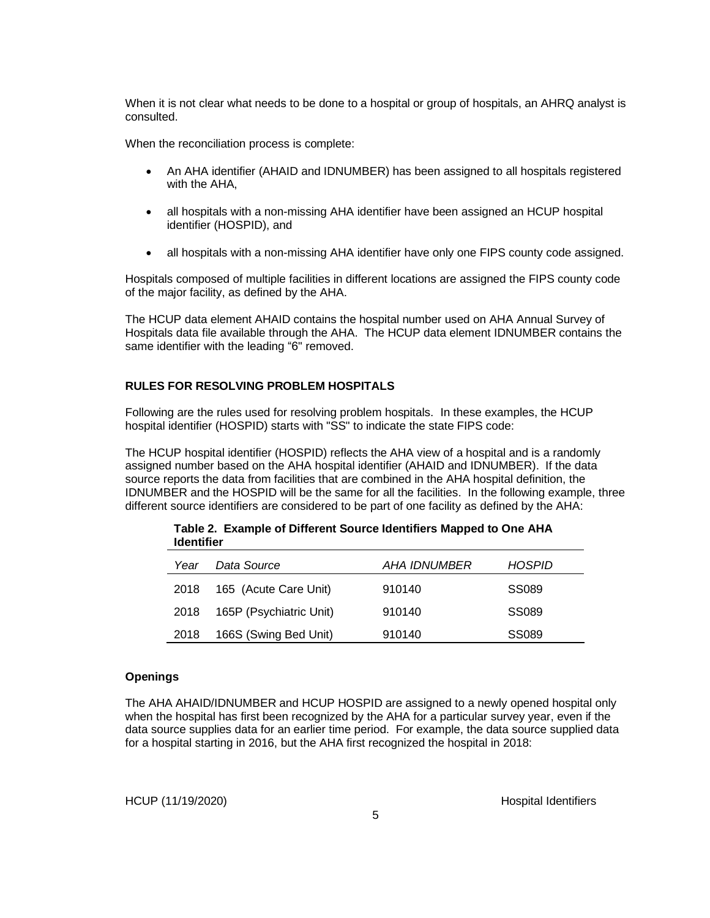When it is not clear what needs to be done to a hospital or group of hospitals, an AHRQ analyst is consulted.

When the reconciliation process is complete:

- An AHA identifier (AHAID and IDNUMBER) has been assigned to all hospitals registered with the AHA,
- all hospitals with a non-missing AHA identifier have been assigned an HCUP hospital identifier (HOSPID), and
- all hospitals with a non-missing AHA identifier have only one FIPS county code assigned.

Hospitals composed of multiple facilities in different locations are assigned the FIPS county code of the major facility, as defined by the AHA.

The HCUP data element AHAID contains the hospital number used on AHA Annual Survey of Hospitals data file available through the AHA. The HCUP data element IDNUMBER contains the same identifier with the leading "6" removed.

## RULES FOR RESOLVING PROBLEM HOSPITALS

Following are the rules used for resolving problem hospitals. In these examples, the HCUP hospital identifier (HOSPID) starts with "SS" to indicate the state FIPS code:

The HCUP hospital identifier (HOSPID) reflects the AHA view of a hospital and is a randomly assigned number based on the AHA hospital identifier (AHAID and IDNUMBER). If the data source reports the data from facilities that are combined in the AHA hospital definition, the IDNUMBER and the HOSPID will be the same for all the facilities. In the following example, three different source identifiers are considered to be part of one facility as defined by the AHA:

**Table 2. Example of Different Source Identifiers Mapped to One AHA Identifier**

| *Year* | *Data Source* | *AHA IDNUMBER* | *HOSPID* |
|---|---|---|---|
| 2018 | 165 (Acute Care Unit) | 910140 | SS089 |
| 2018 | 165P (Psychiatric Unit) | 910140 | SS089 |
| 2018 | 166S (Swing Bed Unit) | 910140 | SS089 |

### Openings

The AHA AHAID/IDNUMBER and HCUP HOSPID are assigned to a newly opened hospital only when the hospital has first been recognized by the AHA for a particular survey year, even if the data source supplies data for an earlier time period. For example, the data source supplied data for a hospital starting in 2016, but the AHA first recognized the hospital in 2018: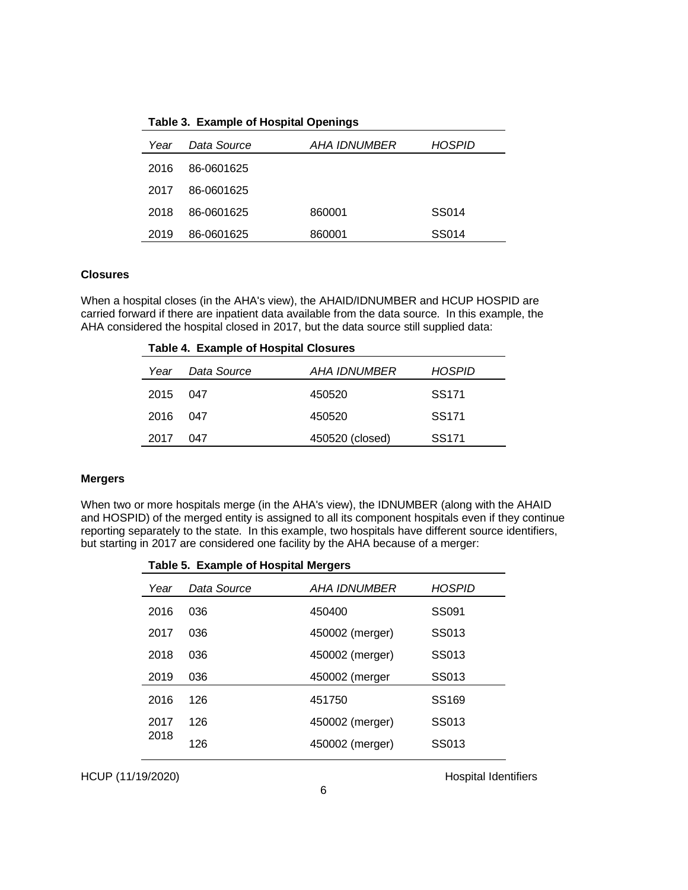**Table 3. Example of Hospital Openings**

| Year | Data Source | AHA IDNUMBER | HOSPID |
|---|---|---|---|
| 2016 | 86-0601625 | | |
| 2017 | 86-0601625 | | |
| 2018 | 86-0601625 | 860001 | SS014 |
| 2019 | 86-0601625 | 860001 | SS014 |

### Closures

When a hospital closes (in the AHA's view), the AHAID/IDNUMBER and HCUP HOSPID are carried forward if there are inpatient data available from the data source. In this example, the AHA considered the hospital closed in 2017, but the data source still supplied data:

**Table 4. Example of Hospital Closures**

| Year | Data Source | AHA IDNUMBER | HOSPID |
|---|---|---|---|
| 2015 | 047 | 450520 | SS171 |
| 2016 | 047 | 450520 | SS171 |
| 2017 | 047 | 450520 (closed) | SS171 |

### Mergers

When two or more hospitals merge (in the AHA's view), the IDNUMBER (along with the AHAID and HOSPID) of the merged entity is assigned to all its component hospitals even if they continue reporting separately to the state. In this example, two hospitals have different source identifiers, but starting in 2017 are considered one facility by the AHA because of a merger:

**Table 5. Example of Hospital Mergers**

| Year | Data Source | AHA IDNUMBER | HOSPID |
|---|---|---|---|
| 2016 | 036 | 450400 | SS091 |
| 2017 | 036 | 450002 (merger) | SS013 |
| 2018 | 036 | 450002 (merger) | SS013 |
| 2019 | 036 | 450002 (merger | SS013 |
| 2016 | 126 | 451750 | SS169 |
| 2017 | 126 | 450002 (merger) | SS013 |
| 2018 | 126 | 450002 (merger) | SS013 |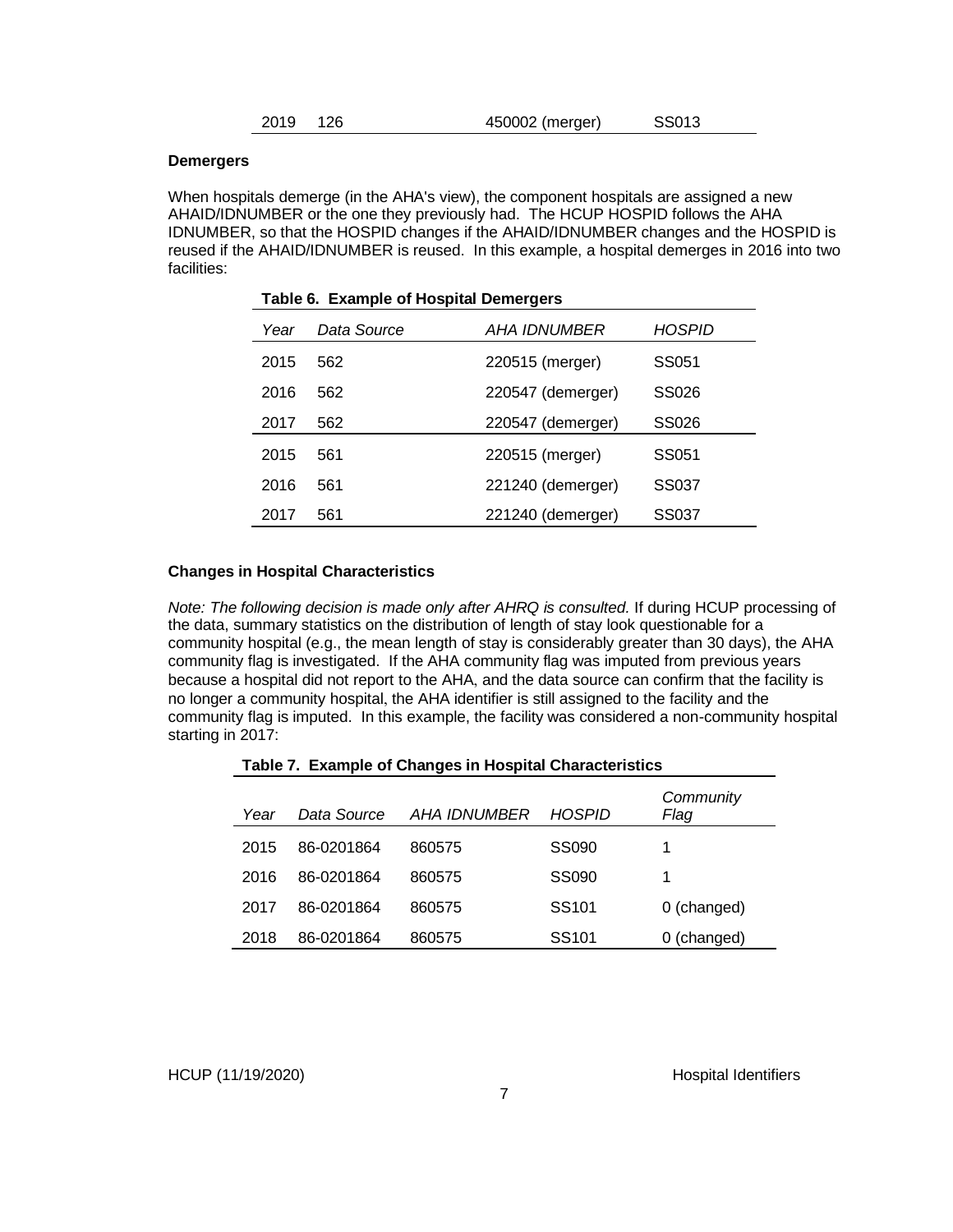| | | | |
|---|---|---|---|
| 2019 | 126 | 450002 (merger) | SS013 |

**Demergers**

When hospitals demerge (in the AHA's view), the component hospitals are assigned a new AHAID/IDNUMBER or the one they previously had. The HCUP HOSPID follows the AHA IDNUMBER, so that the HOSPID changes if the AHAID/IDNUMBER changes and the HOSPID is reused if the AHAID/IDNUMBER is reused. In this example, a hospital demerges in 2016 into two facilities:

**Table 6. Example of Hospital Demergers**

| *Year* | *Data Source* | *AHA IDNUMBER* | *HOSPID* |
|---|---|---|---|
| 2015 | 562 | 220515 (merger) | SS051 |
| 2016 | 562 | 220547 (demerger) | SS026 |
| 2017 | 562 | 220547 (demerger) | SS026 |
| 2015 | 561 | 220515 (merger) | SS051 |
| 2016 | 561 | 221240 (demerger) | SS037 |
| 2017 | 561 | 221240 (demerger) | SS037 |

**Changes in Hospital Characteristics**

*Note: The following decision is made only after AHRQ is consulted.* If during HCUP processing of the data, summary statistics on the distribution of length of stay look questionable for a community hospital (e.g., the mean length of stay is considerably greater than 30 days), the AHA community flag is investigated. If the AHA community flag was imputed from previous years because a hospital did not report to the AHA, and the data source can confirm that the facility is no longer a community hospital, the AHA identifier is still assigned to the facility and the community flag is imputed. In this example, the facility was considered a non-community hospital starting in 2017:

**Table 7. Example of Changes in Hospital Characteristics**

| *Year* | *Data Source* | *AHA IDNUMBER* | *HOSPID* | *Community Flag* |
|---|---|---|---|---|
| 2015 | 86-0201864 | 860575 | SS090 | 1 |
| 2016 | 86-0201864 | 860575 | SS090 | 1 |
| 2017 | 86-0201864 | 860575 | SS101 | 0 (changed) |
| 2018 | 86-0201864 | 860575 | SS101 | 0 (changed) |